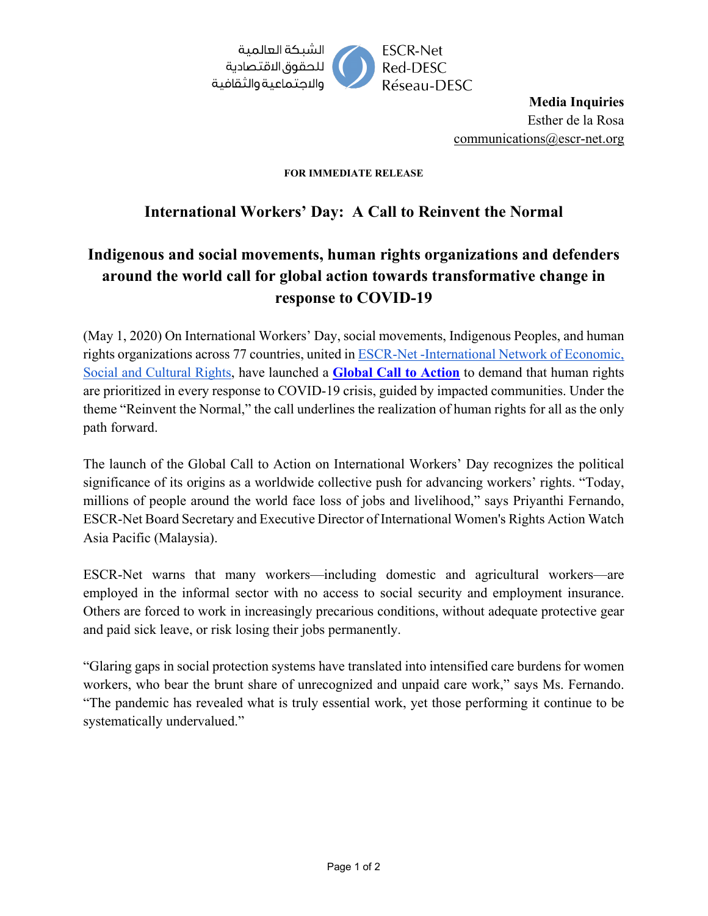الشبكة العالمية
للحقوق الاقتصادية
والاجتماعية والثقافية

ESCR-Net
Red-DESC
Réseau-DESC

**Media Inquiries**
Esther de la Rosa
communications@escr-net.org

**FOR IMMEDIATE RELEASE**

# International Workers' Day: A Call to Reinvent the Normal

## Indigenous and social movements, human rights organizations and defenders around the world call for global action towards transformative change in response to COVID-19

(May 1, 2020) On International Workers' Day, social movements, Indigenous Peoples, and human rights organizations across 77 countries, united in ESCR-Net -International Network of Economic, Social and Cultural Rights, have launched a **Global Call to Action** to demand that human rights are prioritized in every response to COVID-19 crisis, guided by impacted communities. Under the theme "Reinvent the Normal," the call underlines the realization of human rights for all as the only path forward.

The launch of the Global Call to Action on International Workers' Day recognizes the political significance of its origins as a worldwide collective push for advancing workers' rights. "Today, millions of people around the world face loss of jobs and livelihood," says Priyanthi Fernando, ESCR-Net Board Secretary and Executive Director of International Women's Rights Action Watch Asia Pacific (Malaysia).

ESCR-Net warns that many workers—including domestic and agricultural workers—are employed in the informal sector with no access to social security and employment insurance. Others are forced to work in increasingly precarious conditions, without adequate protective gear and paid sick leave, or risk losing their jobs permanently.

"Glaring gaps in social protection systems have translated into intensified care burdens for women workers, who bear the brunt share of unrecognized and unpaid care work," says Ms. Fernando. "The pandemic has revealed what is truly essential work, yet those performing it continue to be systematically undervalued."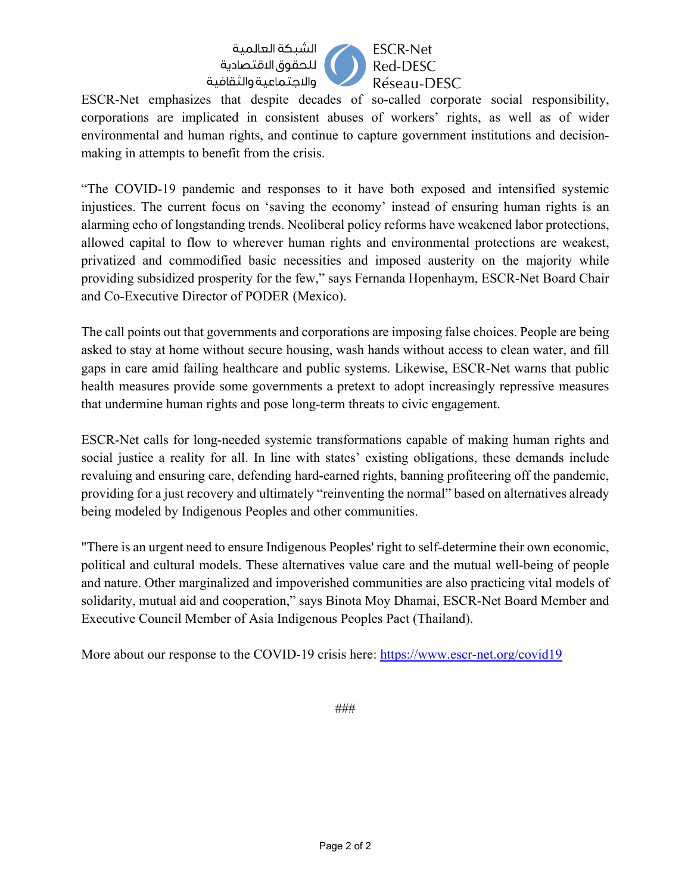ESCR-Net emphasizes that despite decades of so-called corporate social responsibility, corporations are implicated in consistent abuses of workers' rights, as well as of wider environmental and human rights, and continue to capture government institutions and decision-making in attempts to benefit from the crisis.

"The COVID-19 pandemic and responses to it have both exposed and intensified systemic injustices. The current focus on 'saving the economy' instead of ensuring human rights is an alarming echo of longstanding trends. Neoliberal policy reforms have weakened labor protections, allowed capital to flow to wherever human rights and environmental protections are weakest, privatized and commodified basic necessities and imposed austerity on the majority while providing subsidized prosperity for the few," says Fernanda Hopenhaym, ESCR-Net Board Chair and Co-Executive Director of PODER (Mexico).

The call points out that governments and corporations are imposing false choices. People are being asked to stay at home without secure housing, wash hands without access to clean water, and fill gaps in care amid failing healthcare and public systems. Likewise, ESCR-Net warns that public health measures provide some governments a pretext to adopt increasingly repressive measures that undermine human rights and pose long-term threats to civic engagement.

ESCR-Net calls for long-needed systemic transformations capable of making human rights and social justice a reality for all. In line with states' existing obligations, these demands include revaluing and ensuring care, defending hard-earned rights, banning profiteering off the pandemic, providing for a just recovery and ultimately "reinventing the normal" based on alternatives already being modeled by Indigenous Peoples and other communities.

"There is an urgent need to ensure Indigenous Peoples' right to self-determine their own economic, political and cultural models. These alternatives value care and the mutual well-being of people and nature. Other marginalized and impoverished communities are also practicing vital models of solidarity, mutual aid and cooperation," says Binota Moy Dhamai, ESCR-Net Board Member and Executive Council Member of Asia Indigenous Peoples Pact (Thailand).

More about our response to the COVID-19 crisis here: https://www.escr-net.org/covid19

###